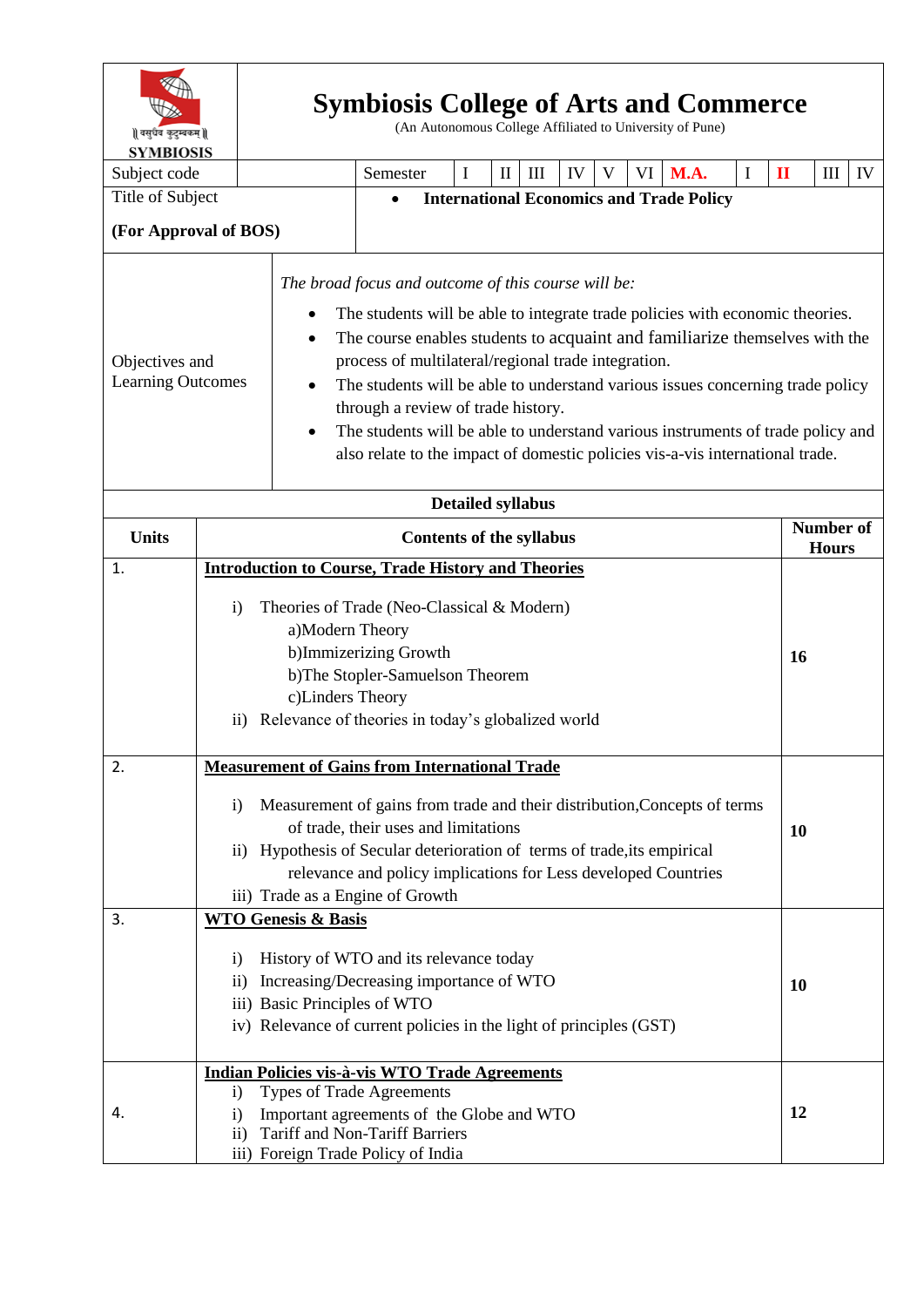SYMBIOSIS

# Symbiosis College of Arts and Commerce

(An Autonomous College Affiliated to University of Pune)

| Subject code | | Semester | I | II | III | IV | V | VI | M.A. | I | **II** | III | IV |
|---|---|---|---|---|---|---|---|---|---|---|---|---|---|
| Title of Subject<br><br>**(For Approval of BOS)** | | • **International Economics and Trade Policy** | | | | | | | | | | | |

**Objectives and Learning Outcomes**

*The broad focus and outcome of this course will be:*

- The students will be able to integrate trade policies with economic theories.
- The course enables students to acquaint and familiarize themselves with the process of multilateral/regional trade integration.
- The students will be able to understand various issues concerning trade policy through a review of trade history.
- The students will be able to understand various instruments of trade policy and also relate to the impact of domestic policies vis-a-vis international trade.

**Detailed syllabus**

| Units | Contents of the syllabus | Number of Hours |
|---|---|---|
| 1. | **Introduction to Course, Trade History and Theories**<br><br>i) Theories of Trade (Neo-Classical & Modern)<br>a)Modern Theory<br>b)Immizerizing Growth<br>b)The Stopler-Samuelson Theorem<br>c)Linders Theory<br>ii) Relevance of theories in today's globalized world | **16** |
| 2. | **Measurement of Gains from International Trade**<br><br>i) Measurement of gains from trade and their distribution,Concepts of terms of trade, their uses and limitations<br>ii) Hypothesis of Secular deterioration of terms of trade,its empirical relevance and policy implications for Less developed Countries<br>iii) Trade as a Engine of Growth | **10** |
| 3. | **WTO Genesis & Basis**<br><br>i) History of WTO and its relevance today<br>ii) Increasing/Decreasing importance of WTO<br>iii) Basic Principles of WTO<br>iv) Relevance of current policies in the light of principles (GST) | **10** |
| 4. | **Indian Policies vis-à-vis WTO Trade Agreements**<br>i) Types of Trade Agreements<br>i) Important agreements of the Globe and WTO<br>ii) Tariff and Non-Tariff Barriers<br>iii) Foreign Trade Policy of India | **12** |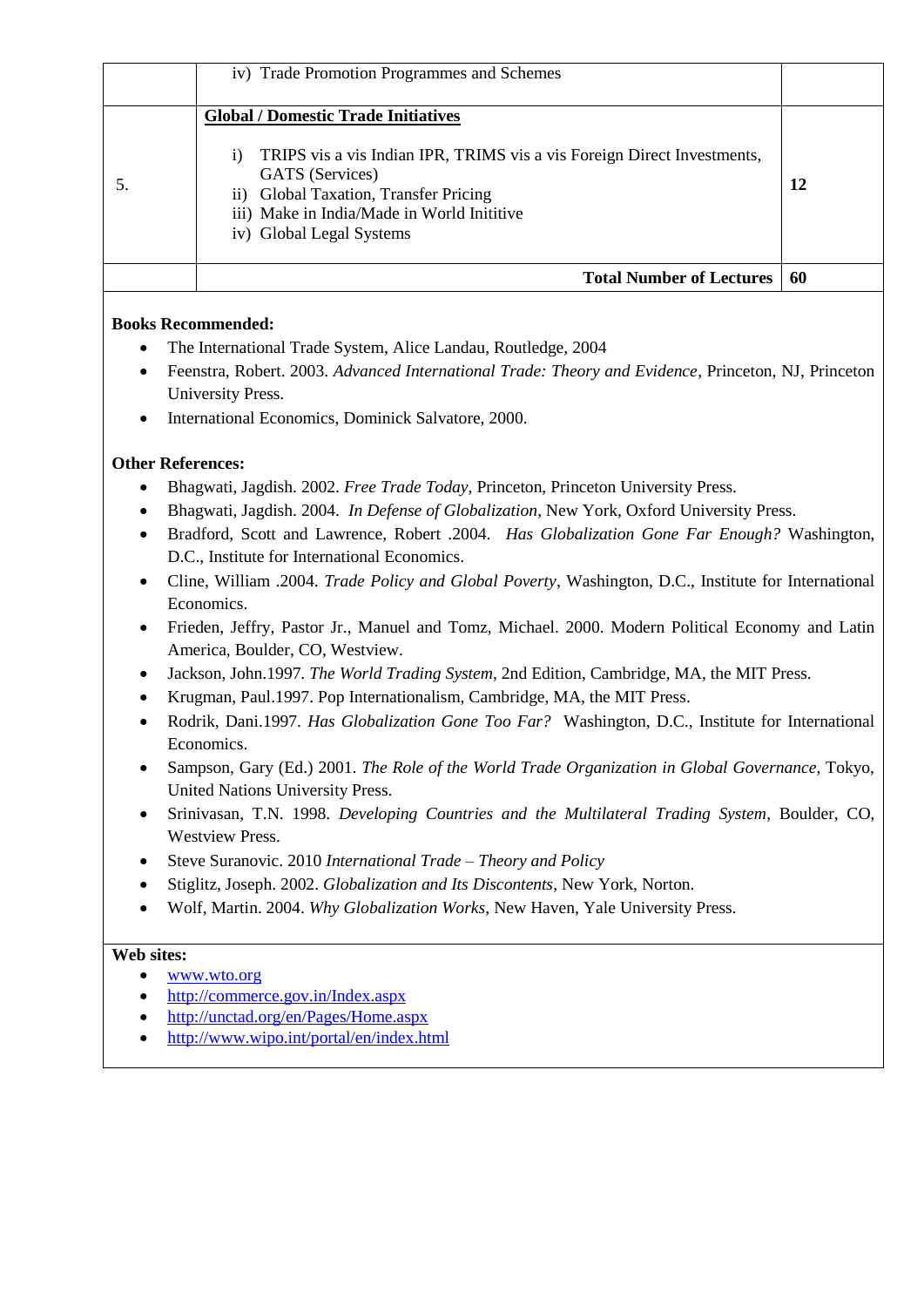| | | |
|---|---|---|
| | iv) Trade Promotion Programmes and Schemes | |
| 5. | **Global / Domestic Trade Initiatives**<br><br>i) TRIPS vis a vis Indian IPR, TRIMS vis a vis Foreign Direct Investments, GATS (Services)<br>ii) Global Taxation, Transfer Pricing<br>iii) Make in India/Made in World Initiitive<br>iv) Global Legal Systems | **12** |
| | **Total Number of Lectures** | **60** |

**Books Recommended:**

- The International Trade System, Alice Landau, Routledge, 2004
- Feenstra, Robert. 2003. *Advanced International Trade: Theory and Evidence*, Princeton, NJ, Princeton University Press.
- International Economics, Dominick Salvatore, 2000.

**Other References:**

- Bhagwati, Jagdish. 2002. *Free Trade Today,* Princeton, Princeton University Press.
- Bhagwati, Jagdish. 2004. *In Defense of Globalization*, New York, Oxford University Press.
- Bradford, Scott and Lawrence, Robert .2004. *Has Globalization Gone Far Enough?* Washington, D.C., Institute for International Economics.
- Cline, William .2004. *Trade Policy and Global Poverty*, Washington, D.C., Institute for International Economics.
- Frieden, Jeffry, Pastor Jr., Manuel and Tomz, Michael. 2000. Modern Political Economy and Latin America, Boulder, CO, Westview.
- Jackson, John.1997. *The World Trading System*, 2nd Edition, Cambridge, MA, the MIT Press.
- Krugman, Paul.1997. Pop Internationalism, Cambridge, MA, the MIT Press.
- Rodrik, Dani.1997. *Has Globalization Gone Too Far?* Washington, D.C., Institute for International Economics.
- Sampson, Gary (Ed.) 2001. *The Role of the World Trade Organization in Global Governance*, Tokyo, United Nations University Press.
- Srinivasan, T.N. 1998. *Developing Countries and the Multilateral Trading System*, Boulder, CO, Westview Press.
- Steve Suranovic. 2010 *International Trade – Theory and Policy*
- Stiglitz, Joseph. 2002. *Globalization and Its Discontents*, New York, Norton.
- Wolf, Martin. 2004. *Why Globalization Works*, New Haven, Yale University Press.

**Web sites:**

- www.wto.org
- http://commerce.gov.in/Index.aspx
- http://unctad.org/en/Pages/Home.aspx
- http://www.wipo.int/portal/en/index.html